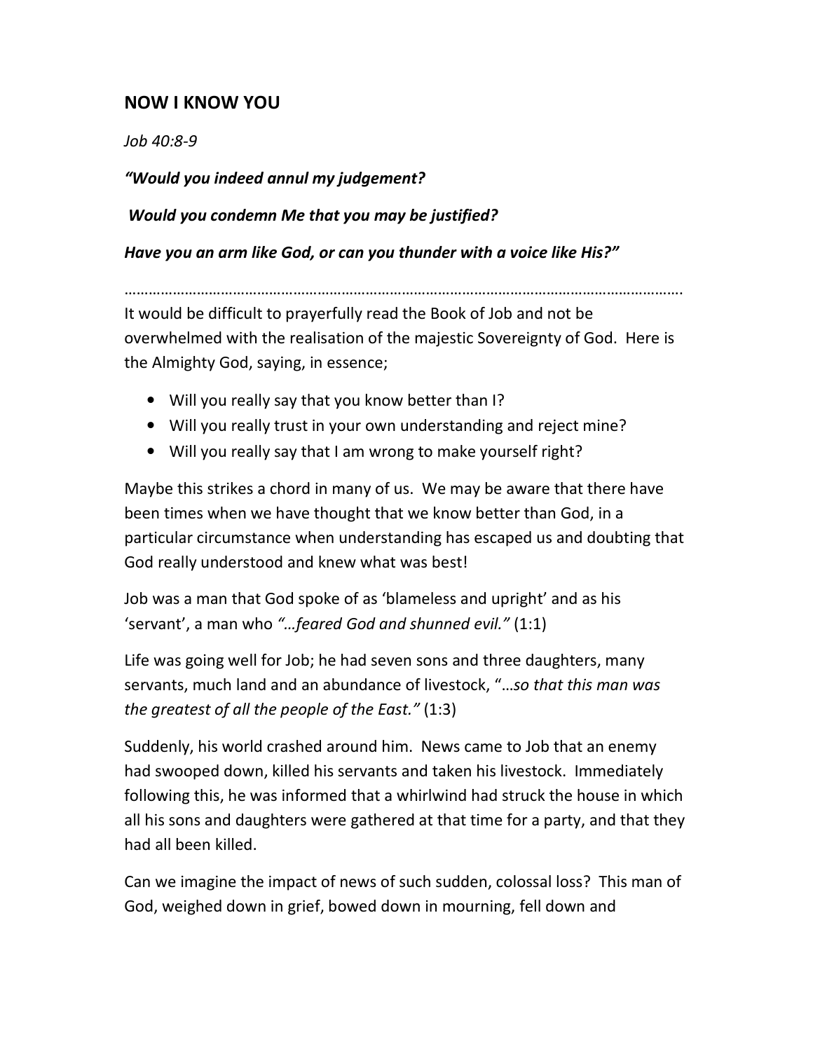## NOW I KNOW YOU

*Job 40:8-9*

***"Would you indeed annul my judgement?***

***Would you condemn Me that you may be justified?***

***Have you an arm like God, or can you thunder with a voice like His?"***

……………………………………………………………………………………………………………………….

It would be difficult to prayerfully read the Book of Job and not be overwhelmed with the realisation of the majestic Sovereignty of God. Here is the Almighty God, saying, in essence;

- Will you really say that you know better than I?
- Will you really trust in your own understanding and reject mine?
- Will you really say that I am wrong to make yourself right?

Maybe this strikes a chord in many of us. We may be aware that there have been times when we have thought that we know better than God, in a particular circumstance when understanding has escaped us and doubting that God really understood and knew what was best!

Job was a man that God spoke of as 'blameless and upright' and as his 'servant', a man who *"…feared God and shunned evil."* (1:1)

Life was going well for Job; he had seven sons and three daughters, many servants, much land and an abundance of livestock, "*…so that this man was the greatest of all the people of the East."* (1:3)

Suddenly, his world crashed around him. News came to Job that an enemy had swooped down, killed his servants and taken his livestock. Immediately following this, he was informed that a whirlwind had struck the house in which all his sons and daughters were gathered at that time for a party, and that they had all been killed.

Can we imagine the impact of news of such sudden, colossal loss? This man of God, weighed down in grief, bowed down in mourning, fell down and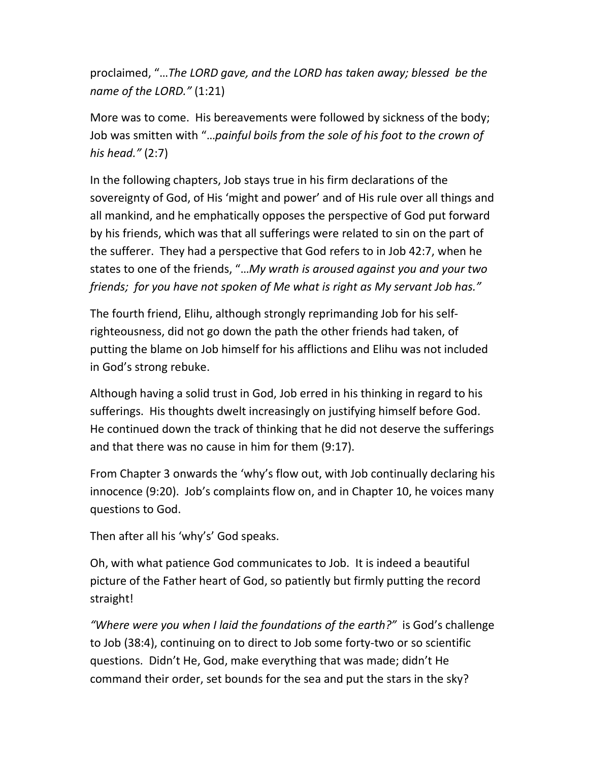proclaimed, "…*The LORD gave, and the LORD has taken away; blessed be the name of the LORD."* (1:21)

More was to come. His bereavements were followed by sickness of the body; Job was smitten with "…*painful boils from the sole of his foot to the crown of his head."* (2:7)

In the following chapters, Job stays true in his firm declarations of the sovereignty of God, of His 'might and power' and of His rule over all things and all mankind, and he emphatically opposes the perspective of God put forward by his friends, which was that all sufferings were related to sin on the part of the sufferer. They had a perspective that God refers to in Job 42:7, when he states to one of the friends, "…*My wrath is aroused against you and your two friends; for you have not spoken of Me what is right as My servant Job has."*

The fourth friend, Elihu, although strongly reprimanding Job for his self-righteousness, did not go down the path the other friends had taken, of putting the blame on Job himself for his afflictions and Elihu was not included in God's strong rebuke.

Although having a solid trust in God, Job erred in his thinking in regard to his sufferings. His thoughts dwelt increasingly on justifying himself before God. He continued down the track of thinking that he did not deserve the sufferings and that there was no cause in him for them (9:17).

From Chapter 3 onwards the 'why's flow out, with Job continually declaring his innocence (9:20). Job's complaints flow on, and in Chapter 10, he voices many questions to God.

Then after all his 'why's' God speaks.

Oh, with what patience God communicates to Job. It is indeed a beautiful picture of the Father heart of God, so patiently but firmly putting the record straight!

*"Where were you when I laid the foundations of the earth?"* is God's challenge to Job (38:4), continuing on to direct to Job some forty-two or so scientific questions. Didn't He, God, make everything that was made; didn't He command their order, set bounds for the sea and put the stars in the sky?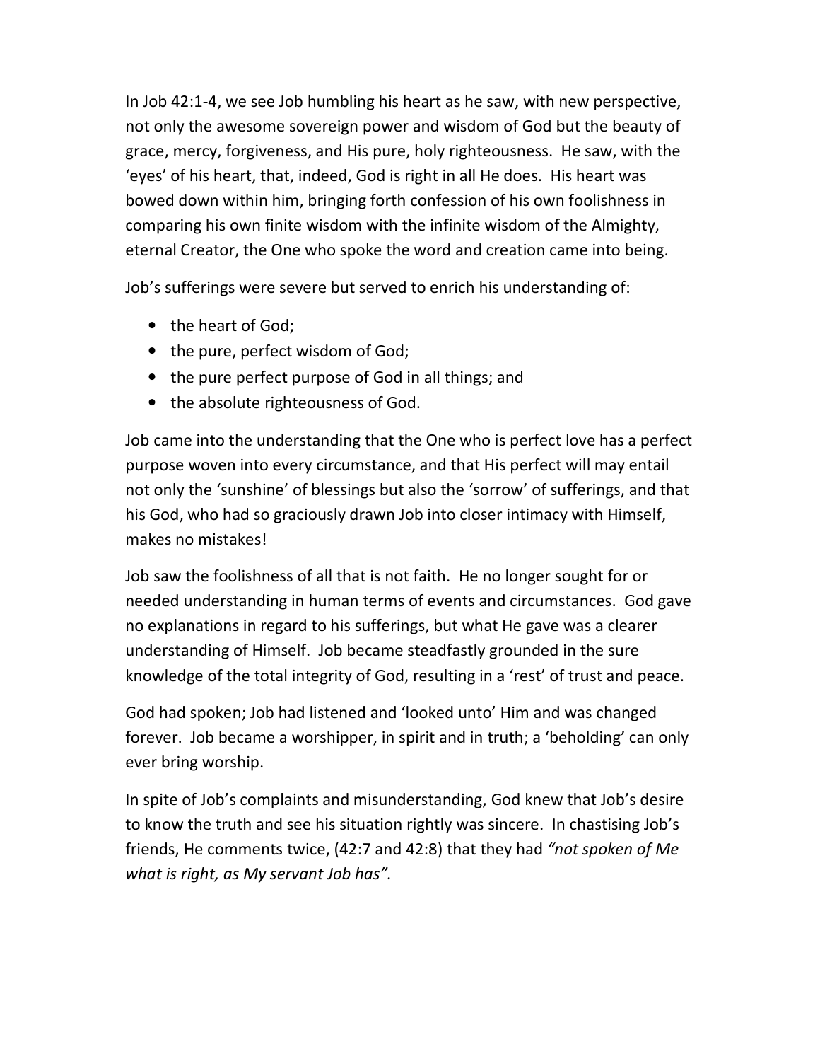In Job 42:1-4, we see Job humbling his heart as he saw, with new perspective, not only the awesome sovereign power and wisdom of God but the beauty of grace, mercy, forgiveness, and His pure, holy righteousness. He saw, with the 'eyes' of his heart, that, indeed, God is right in all He does. His heart was bowed down within him, bringing forth confession of his own foolishness in comparing his own finite wisdom with the infinite wisdom of the Almighty, eternal Creator, the One who spoke the word and creation came into being.

Job's sufferings were severe but served to enrich his understanding of:

- the heart of God;
- the pure, perfect wisdom of God;
- the pure perfect purpose of God in all things; and
- the absolute righteousness of God.

Job came into the understanding that the One who is perfect love has a perfect purpose woven into every circumstance, and that His perfect will may entail not only the 'sunshine' of blessings but also the 'sorrow' of sufferings, and that his God, who had so graciously drawn Job into closer intimacy with Himself, makes no mistakes!

Job saw the foolishness of all that is not faith. He no longer sought for or needed understanding in human terms of events and circumstances. God gave no explanations in regard to his sufferings, but what He gave was a clearer understanding of Himself. Job became steadfastly grounded in the sure knowledge of the total integrity of God, resulting in a 'rest' of trust and peace.

God had spoken; Job had listened and 'looked unto' Him and was changed forever. Job became a worshipper, in spirit and in truth; a 'beholding' can only ever bring worship.

In spite of Job's complaints and misunderstanding, God knew that Job's desire to know the truth and see his situation rightly was sincere. In chastising Job's friends, He comments twice, (42:7 and 42:8) that they had *"not spoken of Me what is right, as My servant Job has".*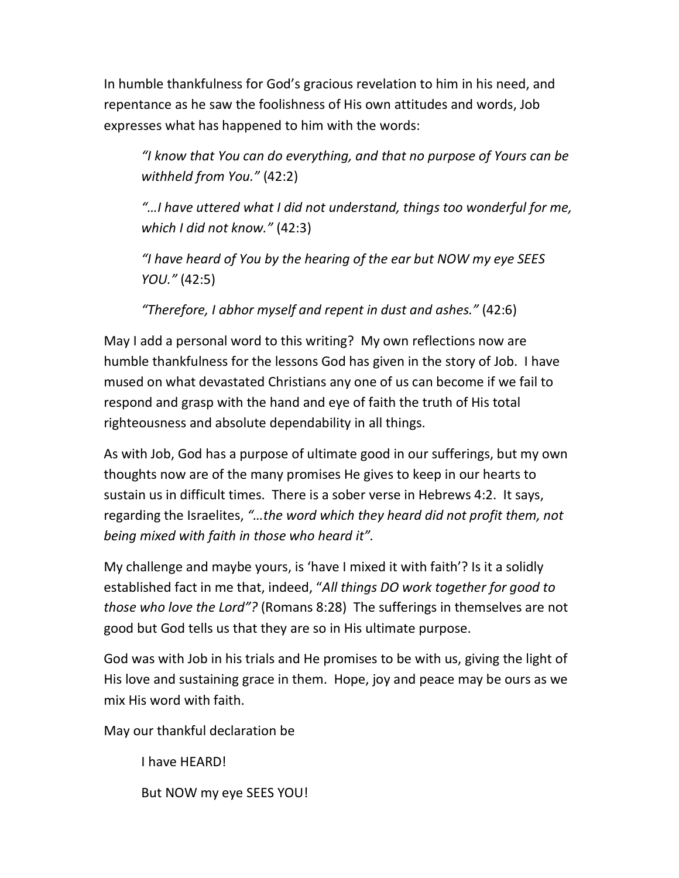In humble thankfulness for God's gracious revelation to him in his need, and repentance as he saw the foolishness of His own attitudes and words, Job expresses what has happened to him with the words:

> *"I know that You can do everything, and that no purpose of Yours can be withheld from You."* (42:2)
>
> *"…I have uttered what I did not understand, things too wonderful for me, which I did not know."* (42:3)
>
> *"I have heard of You by the hearing of the ear but NOW my eye SEES YOU."* (42:5)
>
> *"Therefore, I abhor myself and repent in dust and ashes."* (42:6)

May I add a personal word to this writing? My own reflections now are humble thankfulness for the lessons God has given in the story of Job. I have mused on what devastated Christians any one of us can become if we fail to respond and grasp with the hand and eye of faith the truth of His total righteousness and absolute dependability in all things.

As with Job, God has a purpose of ultimate good in our sufferings, but my own thoughts now are of the many promises He gives to keep in our hearts to sustain us in difficult times. There is a sober verse in Hebrews 4:2. It says, regarding the Israelites, *"…the word which they heard did not profit them, not being mixed with faith in those who heard it".*

My challenge and maybe yours, is 'have I mixed it with faith'? Is it a solidly established fact in me that, indeed, "*All things DO work together for good to those who love the Lord"?* (Romans 8:28) The sufferings in themselves are not good but God tells us that they are so in His ultimate purpose.

God was with Job in his trials and He promises to be with us, giving the light of His love and sustaining grace in them. Hope, joy and peace may be ours as we mix His word with faith.

May our thankful declaration be

> I have HEARD!
>
> But NOW my eye SEES YOU!